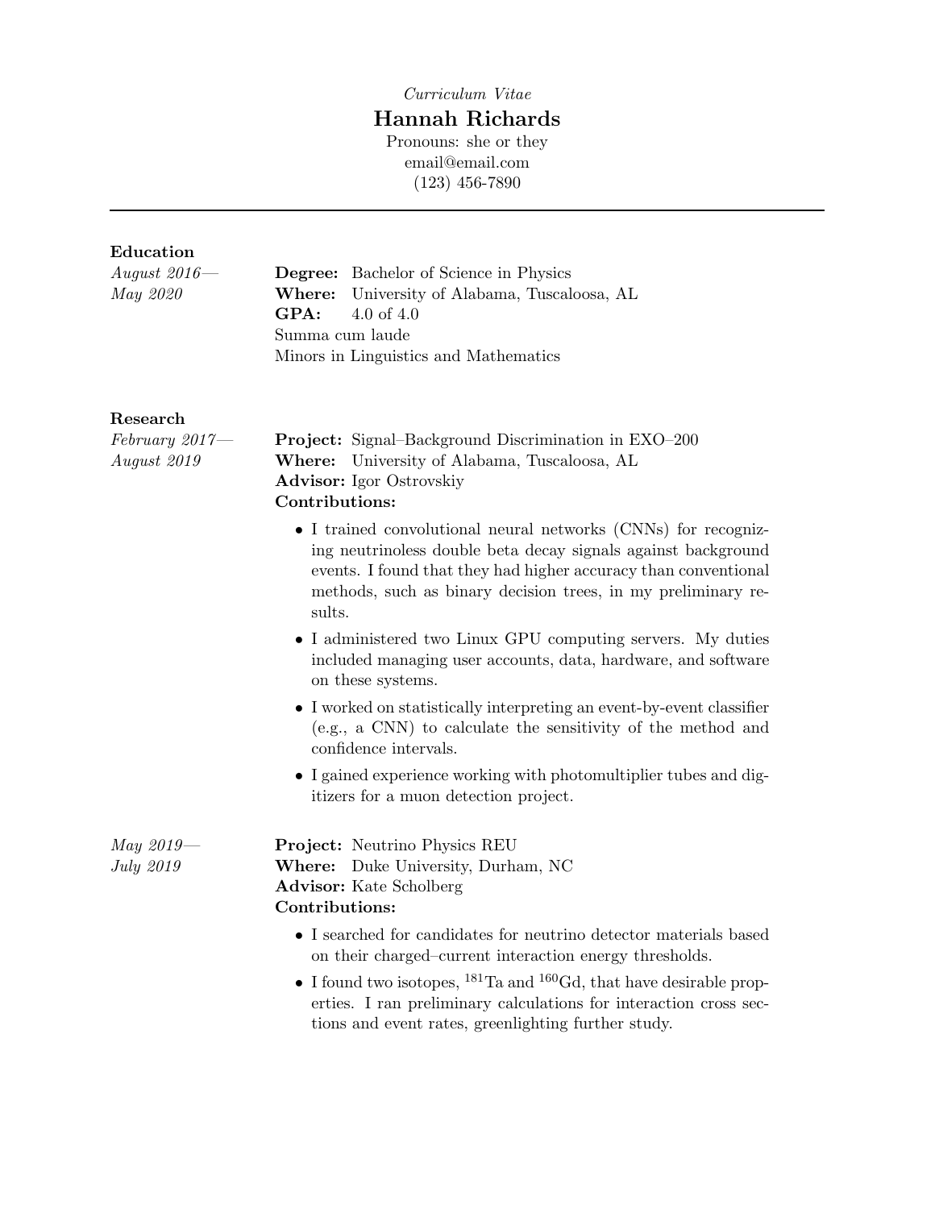*Curriculum Vitae*

# Hannah Richards

Pronouns: she or they
email@email.com
(123) 456-7890

---

## Education

*August 2016— May 2020*

**Degree:** Bachelor of Science in Physics
**Where:** University of Alabama, Tuscaloosa, AL
**GPA:** 4.0 of 4.0
Summa cum laude
Minors in Linguistics and Mathematics

## Research

*February 2017— August 2019*

**Project:** Signal–Background Discrimination in EXO–200
**Where:** University of Alabama, Tuscaloosa, AL
**Advisor:** Igor Ostrovskiy
**Contributions:**

- I trained convolutional neural networks (CNNs) for recognizing neutrinoless double beta decay signals against background events. I found that they had higher accuracy than conventional methods, such as binary decision trees, in my preliminary results.
- I administered two Linux GPU computing servers. My duties included managing user accounts, data, hardware, and software on these systems.
- I worked on statistically interpreting an event-by-event classifier (e.g., a CNN) to calculate the sensitivity of the method and confidence intervals.
- I gained experience working with photomultiplier tubes and digitizers for a muon detection project.

*May 2019— July 2019*

**Project:** Neutrino Physics REU
**Where:** Duke University, Durham, NC
**Advisor:** Kate Scholberg
**Contributions:**

- I searched for candidates for neutrino detector materials based on their charged–current interaction energy thresholds.
- I found two isotopes, $^{181}$Ta and $^{160}$Gd, that have desirable properties. I ran preliminary calculations for interaction cross sections and event rates, greenlighting further study.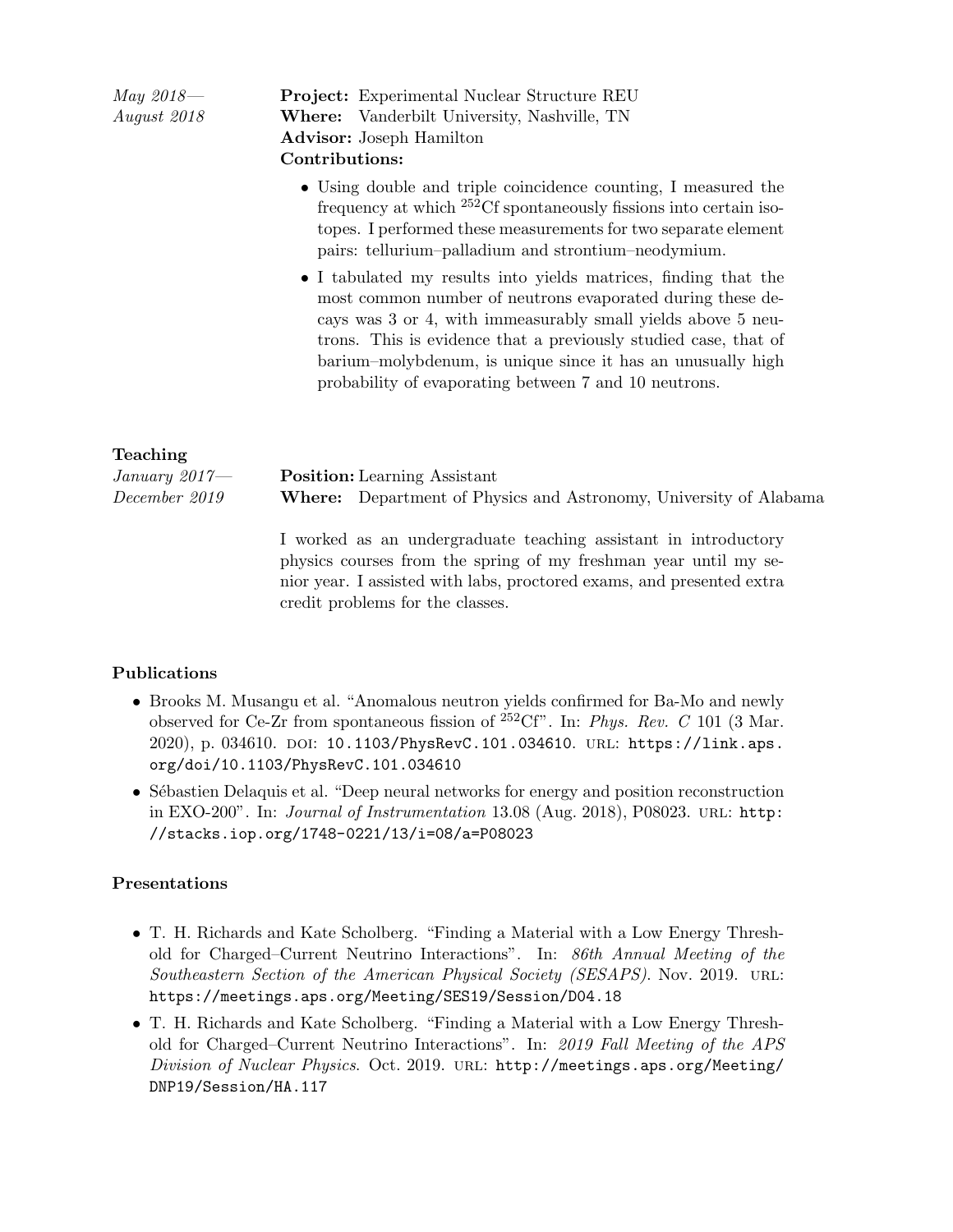*May 2018— August 2018*

**Project:** Experimental Nuclear Structure REU
**Where:** Vanderbilt University, Nashville, TN
**Advisor:** Joseph Hamilton
**Contributions:**

- Using double and triple coincidence counting, I measured the frequency at which $^{252}$Cf spontaneously fissions into certain isotopes. I performed these measurements for two separate element pairs: tellurium–palladium and strontium–neodymium.
- I tabulated my results into yields matrices, finding that the most common number of neutrons evaporated during these decays was 3 or 4, with immeasurably small yields above 5 neutrons. This is evidence that a previously studied case, that of barium–molybdenum, is unique since it has an unusually high probability of evaporating between 7 and 10 neutrons.

### Teaching

*January 2017— December 2019*

**Position:** Learning Assistant
**Where:** Department of Physics and Astronomy, University of Alabama

I worked as an undergraduate teaching assistant in introductory physics courses from the spring of my freshman year until my senior year. I assisted with labs, proctored exams, and presented extra credit problems for the classes.

### Publications

- Brooks M. Musangu et al. "Anomalous neutron yields confirmed for Ba-Mo and newly observed for Ce-Zr from spontaneous fission of $^{252}$Cf". In: *Phys. Rev. C* 101 (3 Mar. 2020), p. 034610. DOI: 10.1103/PhysRevC.101.034610. URL: https://link.aps.org/doi/10.1103/PhysRevC.101.034610
- Sébastien Delaquis et al. "Deep neural networks for energy and position reconstruction in EXO-200". In: *Journal of Instrumentation* 13.08 (Aug. 2018), P08023. URL: http://stacks.iop.org/1748-0221/13/i=08/a=P08023

### Presentations

- T. H. Richards and Kate Scholberg. "Finding a Material with a Low Energy Threshold for Charged–Current Neutrino Interactions". In: *86th Annual Meeting of the Southeastern Section of the American Physical Society (SESAPS)*. Nov. 2019. URL: https://meetings.aps.org/Meeting/SES19/Session/D04.18
- T. H. Richards and Kate Scholberg. "Finding a Material with a Low Energy Threshold for Charged–Current Neutrino Interactions". In: *2019 Fall Meeting of the APS Division of Nuclear Physics*. Oct. 2019. URL: http://meetings.aps.org/Meeting/DNP19/Session/HA.117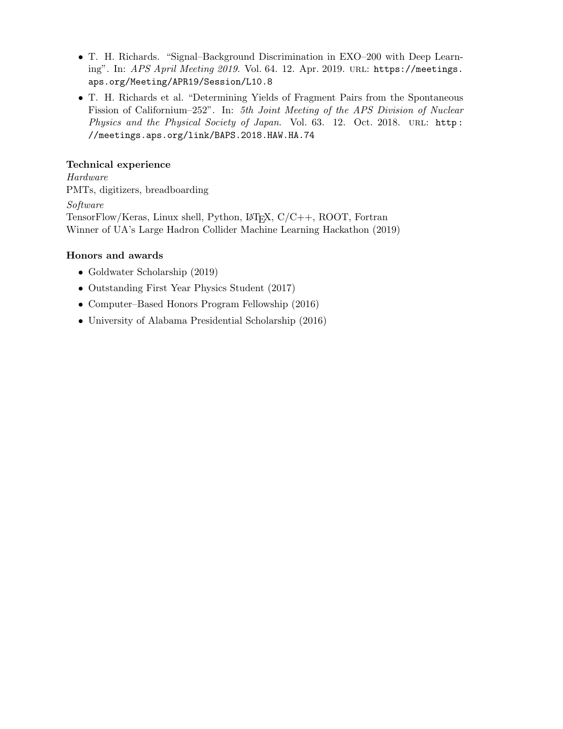- T. H. Richards. "Signal–Background Discrimination in EXO–200 with Deep Learning". In: *APS April Meeting 2019*. Vol. 64. 12. Apr. 2019. URL: `https://meetings.aps.org/Meeting/APR19/Session/L10.8`
- T. H. Richards et al. "Determining Yields of Fragment Pairs from the Spontaneous Fission of Californium–252". In: *5th Joint Meeting of the APS Division of Nuclear Physics and the Physical Society of Japan*. Vol. 63. 12. Oct. 2018. URL: `http://meetings.aps.org/link/BAPS.2018.HAW.HA.74`

**Technical experience**

*Hardware*

PMTs, digitizers, breadboarding

*Software*

TensorFlow/Keras, Linux shell, Python, LaTeX, C/C++, ROOT, Fortran

Winner of UA's Large Hadron Collider Machine Learning Hackathon (2019)

**Honors and awards**

- Goldwater Scholarship (2019)
- Outstanding First Year Physics Student (2017)
- Computer–Based Honors Program Fellowship (2016)
- University of Alabama Presidential Scholarship (2016)